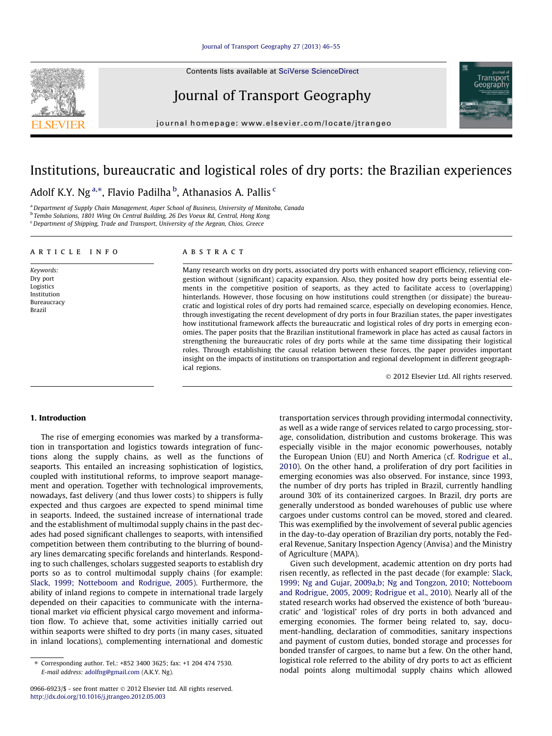# Institutions, bureaucratic and logistical roles of dry ports: the Brazilian experiences

Adolf K.Y. Ng [a,*], Flavio Padilha [b], Athanasios A. Pallis [c]

[a] Department of Supply Chain Management, Asper School of Business, University of Manitoba, Canada
[b] Tembo Solutions, 1801 Wing On Central Building, 26 Des Voeux Rd, Central, Hong Kong
[c] Department of Shipping, Trade and Transport, University of the Aegean, Chios, Greece

## ARTICLE INFO

*Keywords:*
Dry port
Logistics
Institution
Bureaucracy
Brazil

## ABSTRACT

Many research works on dry ports, associated dry ports with enhanced seaport efficiency, relieving congestion without (significant) capacity expansion. Also, they posited how dry ports being essential elements in the competitive position of seaports, as they acted to facilitate access to (overlapping) hinterlands. However, those focusing on how institutions could strengthen (or dissipate) the bureaucratic and logistical roles of dry ports had remained scarce, especially on developing economies. Hence, through investigating the recent development of dry ports in four Brazilian states, the paper investigates how institutional framework affects the bureaucratic and logistical roles of dry ports in emerging economies. The paper posits that the Brazilian institutional framework in place has acted as causal factors in strengthening the bureaucratic roles of dry ports while at the same time dissipating their logistical roles. Through establishing the causal relation between these forces, the paper provides important insight on the impacts of institutions on transportation and regional development in different geographical regions.

© 2012 Elsevier Ltd. All rights reserved.

## 1. Introduction

The rise of emerging economies was marked by a transformation in transportation and logistics towards integration of functions along the supply chains, as well as the functions of seaports. This entailed an increasing sophistication of logistics, coupled with institutional reforms, to improve seaport management and operation. Together with technological improvements, nowadays, fast delivery (and thus lower costs) to shippers is fully expected and thus cargoes are expected to spend minimal time in seaports. Indeed, the sustained increase of international trade and the establishment of multimodal supply chains in the past decades had posed significant challenges to seaports, with intensified competition between them contributing to the blurring of boundary lines demarcating specific forelands and hinterlands. Responding to such challenges, scholars suggested seaports to establish dry ports so as to control multimodal supply chains (for example: Slack, 1999; Notteboom and Rodrigue, 2005). Furthermore, the ability of inland regions to compete in international trade largely depended on their capacities to communicate with the international market *via* efficient physical cargo movement and information flow. To achieve that, some activities initially carried out within seaports were shifted to dry ports (in many cases, situated in inland locations), complementing international and domestic transportation services through providing intermodal connectivity, as well as a wide range of services related to cargo processing, storage, consolidation, distribution and customs brokerage. This was especially visible in the major economic powerhouses, notably the European Union (EU) and North America (cf. Rodrigue et al., 2010). On the other hand, a proliferation of dry port facilities in emerging economies was also observed. For instance, since 1993, the number of dry ports has tripled in Brazil, currently handling around 30% of its containerized cargoes. In Brazil, dry ports are generally understood as bonded warehouses of public use where cargoes under customs control can be moved, stored and cleared. This was exemplified by the involvement of several public agencies in the day-to-day operation of Brazilian dry ports, notably the Federal Revenue, Sanitary Inspection Agency (Anvisa) and the Ministry of Agriculture (MAPA).

Given such development, academic attention on dry ports had risen recently, as reflected in the past decade (for example: Slack, 1999; Ng and Gujar, 2009a,b; Ng and Tongzon, 2010; Notteboom and Rodrigue, 2005, 2009; Rodrigue et al., 2010). Nearly all of the stated research works had observed the existence of both 'bureaucratic' and 'logistical' roles of dry ports in both advanced and emerging economies. The former being related to, say, document-handling, declaration of commodities, sanitary inspections and payment of custom duties, bonded storage and processes for bonded transfer of cargoes, to name but a few. On the other hand, logistical role referred to the ability of dry ports to act as efficient nodal points along multimodal supply chains which allowed

* Corresponding author. Tel.: +852 3400 3625; fax: +1 204 474 7530.
*E-mail address:* adolfng@gmail.com (A.K.Y. Ng).

0966-6923/$ - see front matter © 2012 Elsevier Ltd. All rights reserved.
http://dx.doi.org/10.1016/j.jtrangeo.2012.05.003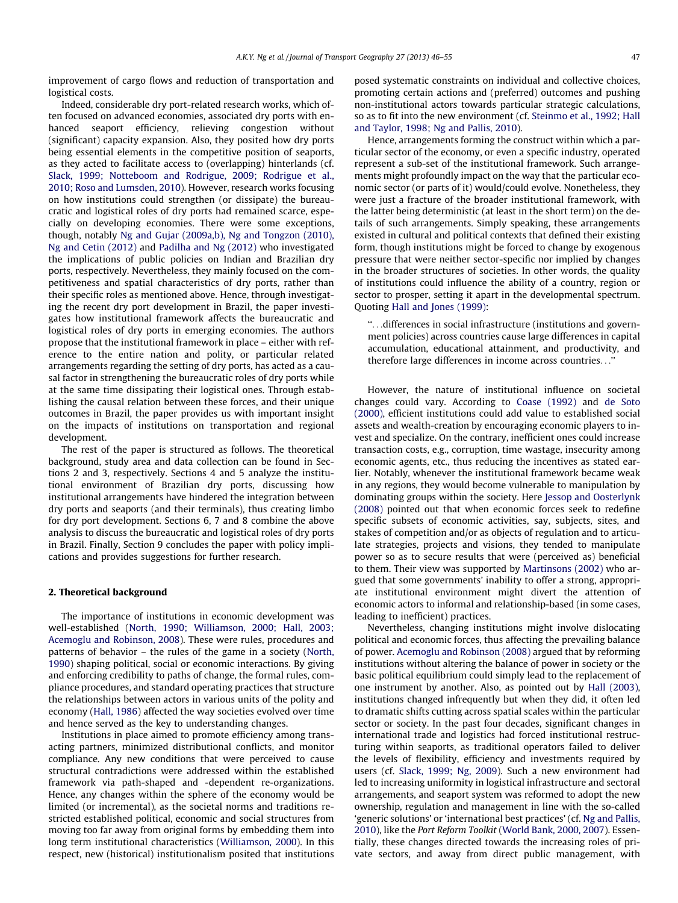improvement of cargo flows and reduction of transportation and logistical costs.

Indeed, considerable dry port-related research works, which often focused on advanced economies, associated dry ports with enhanced seaport efficiency, relieving congestion without (significant) capacity expansion. Also, they posited how dry ports being essential elements in the competitive position of seaports, as they acted to facilitate access to (overlapping) hinterlands (cf. Slack, 1999; Notteboom and Rodrigue, 2009; Rodrigue et al., 2010; Roso and Lumsden, 2010). However, research works focusing on how institutions could strengthen (or dissipate) the bureaucratic and logistical roles of dry ports had remained scarce, especially on developing economies. There were some exceptions, though, notably Ng and Gujar (2009a,b), Ng and Tongzon (2010), Ng and Cetin (2012) and Padilha and Ng (2012) who investigated the implications of public policies on Indian and Brazilian dry ports, respectively. Nevertheless, they mainly focused on the competitiveness and spatial characteristics of dry ports, rather than their specific roles as mentioned above. Hence, through investigating the recent dry port development in Brazil, the paper investigates how institutional framework affects the bureaucratic and logistical roles of dry ports in emerging economies. The authors propose that the institutional framework in place – either with reference to the entire nation and polity, or particular related arrangements regarding the setting of dry ports, has acted as a causal factor in strengthening the bureaucratic roles of dry ports while at the same time dissipating their logistical ones. Through establishing the causal relation between these forces, and their unique outcomes in Brazil, the paper provides us with important insight on the impacts of institutions on transportation and regional development.

The rest of the paper is structured as follows. The theoretical background, study area and data collection can be found in Sections 2 and 3, respectively. Sections 4 and 5 analyze the institutional environment of Brazilian dry ports, discussing how institutional arrangements have hindered the integration between dry ports and seaports (and their terminals), thus creating limbo for dry port development. Sections 6, 7 and 8 combine the above analysis to discuss the bureaucratic and logistical roles of dry ports in Brazil. Finally, Section 9 concludes the paper with policy implications and provides suggestions for further research.

## 2. Theoretical background

The importance of institutions in economic development was well-established (North, 1990; Williamson, 2000; Hall, 2003; Acemoglu and Robinson, 2008). These were rules, procedures and patterns of behavior – the rules of the game in a society (North, 1990) shaping political, social or economic interactions. By giving and enforcing credibility to paths of change, the formal rules, compliance procedures, and standard operating practices that structure the relationships between actors in various units of the polity and economy (Hall, 1986) affected the way societies evolved over time and hence served as the key to understanding changes.

Institutions in place aimed to promote efficiency among transacting partners, minimized distributional conflicts, and monitor compliance. Any new conditions that were perceived to cause structural contradictions were addressed within the established framework via path-shaped and -dependent re-organizations. Hence, any changes within the sphere of the economy would be limited (or incremental), as the societal norms and traditions restricted established political, economic and social structures from moving too far away from original forms by embedding them into long term institutional characteristics (Williamson, 2000). In this respect, new (historical) institutionalism posited that institutions posed systematic constraints on individual and collective choices, promoting certain actions and (preferred) outcomes and pushing non-institutional actors towards particular strategic calculations, so as to fit into the new environment (cf. Steinmo et al., 1992; Hall and Taylor, 1998; Ng and Pallis, 2010).

Hence, arrangements forming the construct within which a particular sector of the economy, or even a specific industry, operated represent a sub-set of the institutional framework. Such arrangements might profoundly impact on the way that the particular economic sector (or parts of it) would/could evolve. Nonetheless, they were just a fracture of the broader institutional framework, with the latter being deterministic (at least in the short term) on the details of such arrangements. Simply speaking, these arrangements existed in cultural and political contexts that defined their existing form, though institutions might be forced to change by exogenous pressure that were neither sector-specific nor implied by changes in the broader structures of societies. In other words, the quality of institutions could influence the ability of a country, region or sector to prosper, setting it apart in the developmental spectrum. Quoting Hall and Jones (1999):

> "...differences in social infrastructure (institutions and government policies) across countries cause large differences in capital accumulation, educational attainment, and productivity, and therefore large differences in income across countries..."

However, the nature of institutional influence on societal changes could vary. According to Coase (1992) and de Soto (2000), efficient institutions could add value to established social assets and wealth-creation by encouraging economic players to invest and specialize. On the contrary, inefficient ones could increase transaction costs, e.g., corruption, time wastage, insecurity among economic agents, etc., thus reducing the incentives as stated earlier. Notably, whenever the institutional framework became weak in any regions, they would become vulnerable to manipulation by dominating groups within the society. Here Jessop and Oosterlynk (2008) pointed out that when economic forces seek to redefine specific subsets of economic activities, say, subjects, sites, and stakes of competition and/or as objects of regulation and to articulate strategies, projects and visions, they tended to manipulate power so as to secure results that were (perceived as) beneficial to them. Their view was supported by Martinsons (2002) who argued that some governments' inability to offer a strong, appropriate institutional environment might divert the attention of economic actors to informal and relationship-based (in some cases, leading to inefficient) practices.

Nevertheless, changing institutions might involve dislocating political and economic forces, thus affecting the prevailing balance of power. Acemoglu and Robinson (2008) argued that by reforming institutions without altering the balance of power in society or the basic political equilibrium could simply lead to the replacement of one instrument by another. Also, as pointed out by Hall (2003), institutions changed infrequently but when they did, it often led to dramatic shifts cutting across spatial scales within the particular sector or society. In the past four decades, significant changes in international trade and logistics had forced institutional restructuring within seaports, as traditional operators failed to deliver the levels of flexibility, efficiency and investments required by users (cf. Slack, 1999; Ng, 2009). Such a new environment had led to increasing uniformity in logistical infrastructure and sectoral arrangements, and seaport system was reformed to adopt the new ownership, regulation and management in line with the so-called 'generic solutions' or 'international best practices' (cf. Ng and Pallis, 2010), like the *Port Reform Toolkit* (World Bank, 2000, 2007). Essentially, these changes directed towards the increasing roles of private sectors, and away from direct public management, with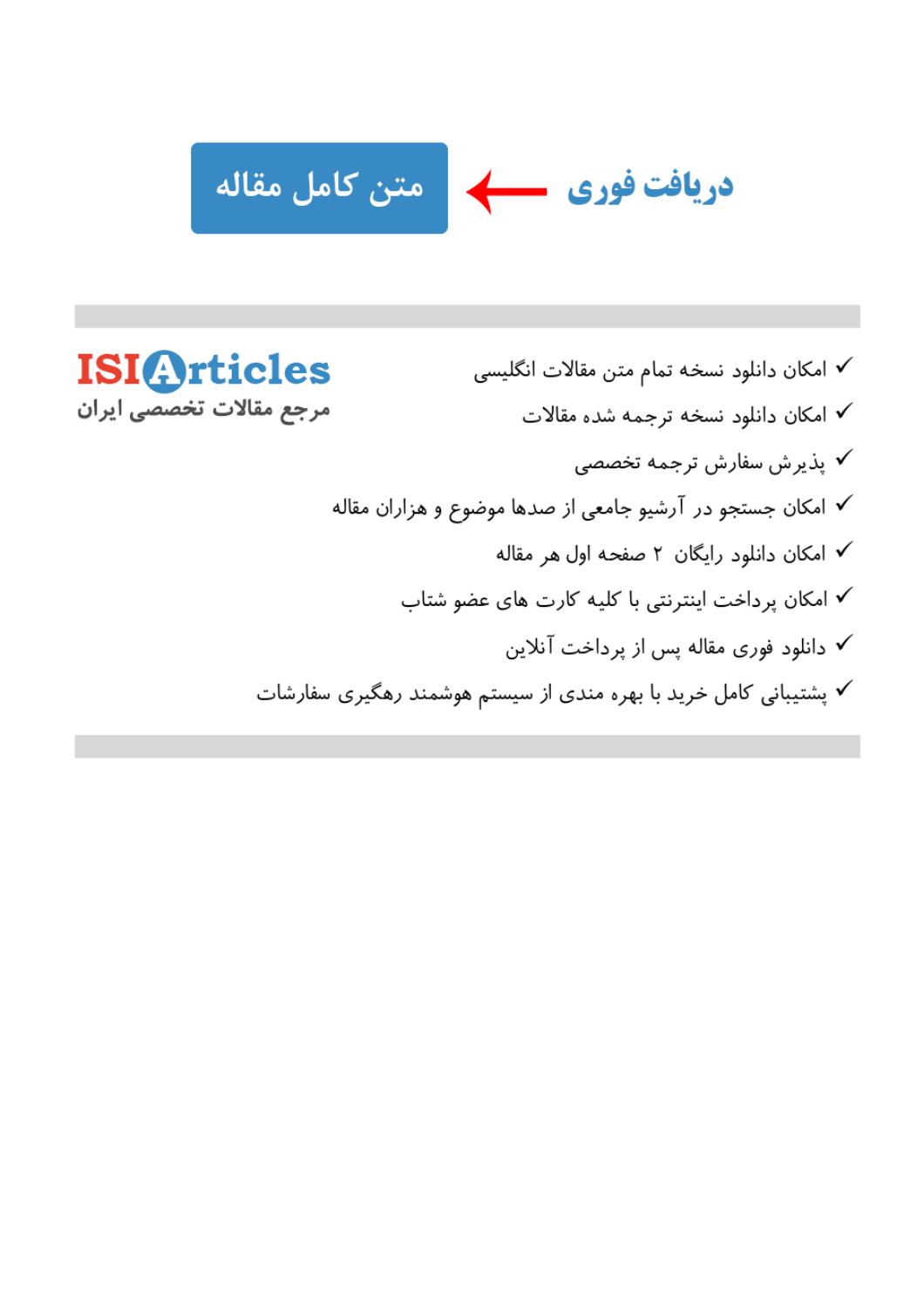دریافت فوری ← **متن کامل مقاله**

**ISIArticles**
مرجع مقالات تخصصی ایران

- ✓ امکان دانلود نسخه تمام متن مقالات انگلیسی
- ✓ امکان دانلود نسخه ترجمه شده مقالات
- ✓ پذیرش سفارش ترجمه تخصصی
- ✓ امکان جستجو در آرشیو جامعی از صدها موضوع و هزاران مقاله
- ✓ امکان دانلود رایگان ۲ صفحه اول هر مقاله
- ✓ امکان پرداخت اینترنتی با کلیه کارت های عضو شتاب
- ✓ دانلود فوری مقاله پس از پرداخت آنلاین
- ✓ پشتیبانی کامل خرید با بهره مندی از سیستم هوشمند رهگیری سفارشات